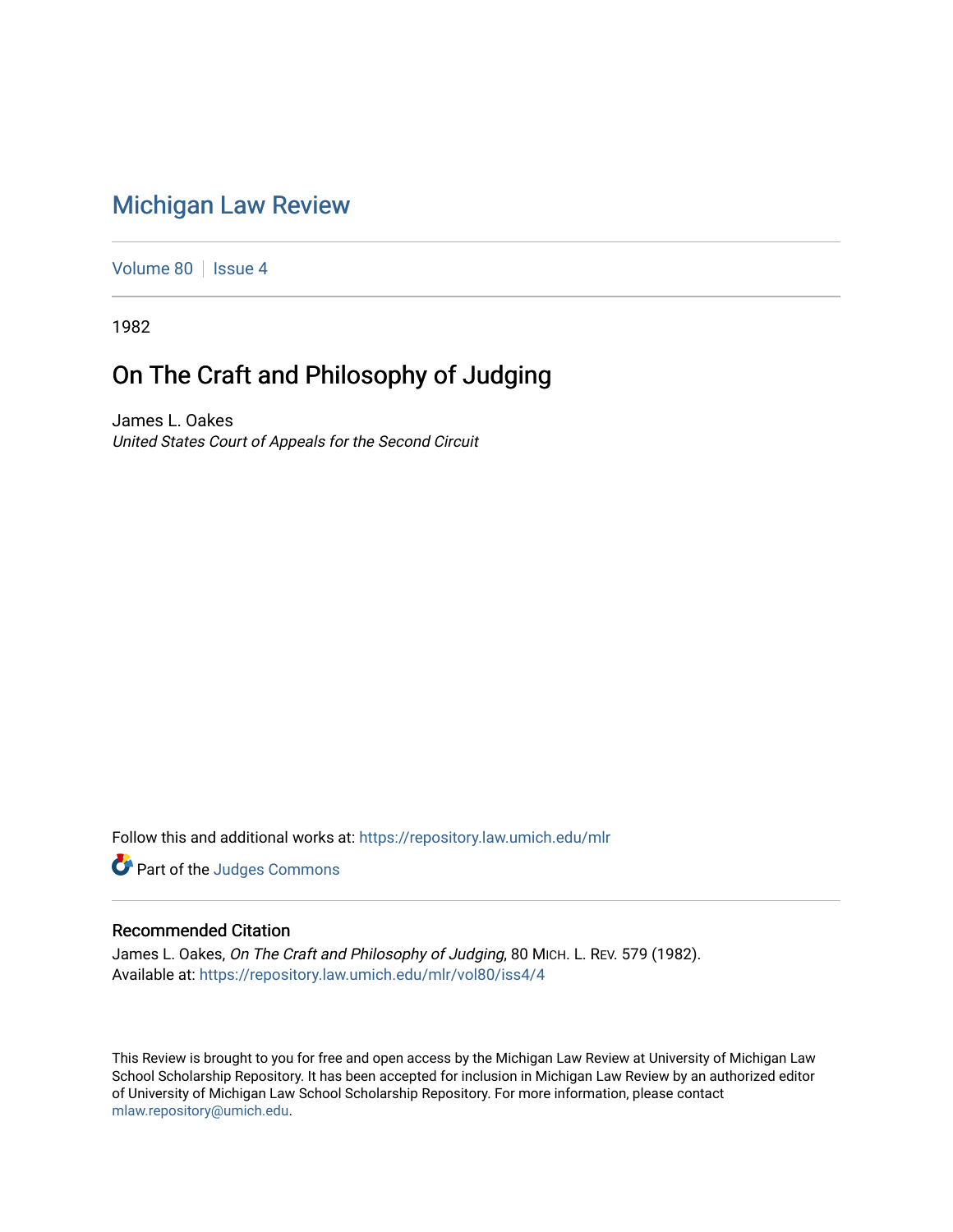# Michigan Law Review

Volume 80 | Issue 4

1982

## On The Craft and Philosophy of Judging

James L. Oakes
*United States Court of Appeals for the Second Circuit*

Follow this and additional works at: https://repository.law.umich.edu/mlr

Part of the Judges Commons

### Recommended Citation

James L. Oakes, *On The Craft and Philosophy of Judging*, 80 MICH. L. REV. 579 (1982).
Available at: https://repository.law.umich.edu/mlr/vol80/iss4/4

This Review is brought to you for free and open access by the Michigan Law Review at University of Michigan Law School Scholarship Repository. It has been accepted for inclusion in Michigan Law Review by an authorized editor of University of Michigan Law School Scholarship Repository. For more information, please contact mlaw.repository@umich.edu.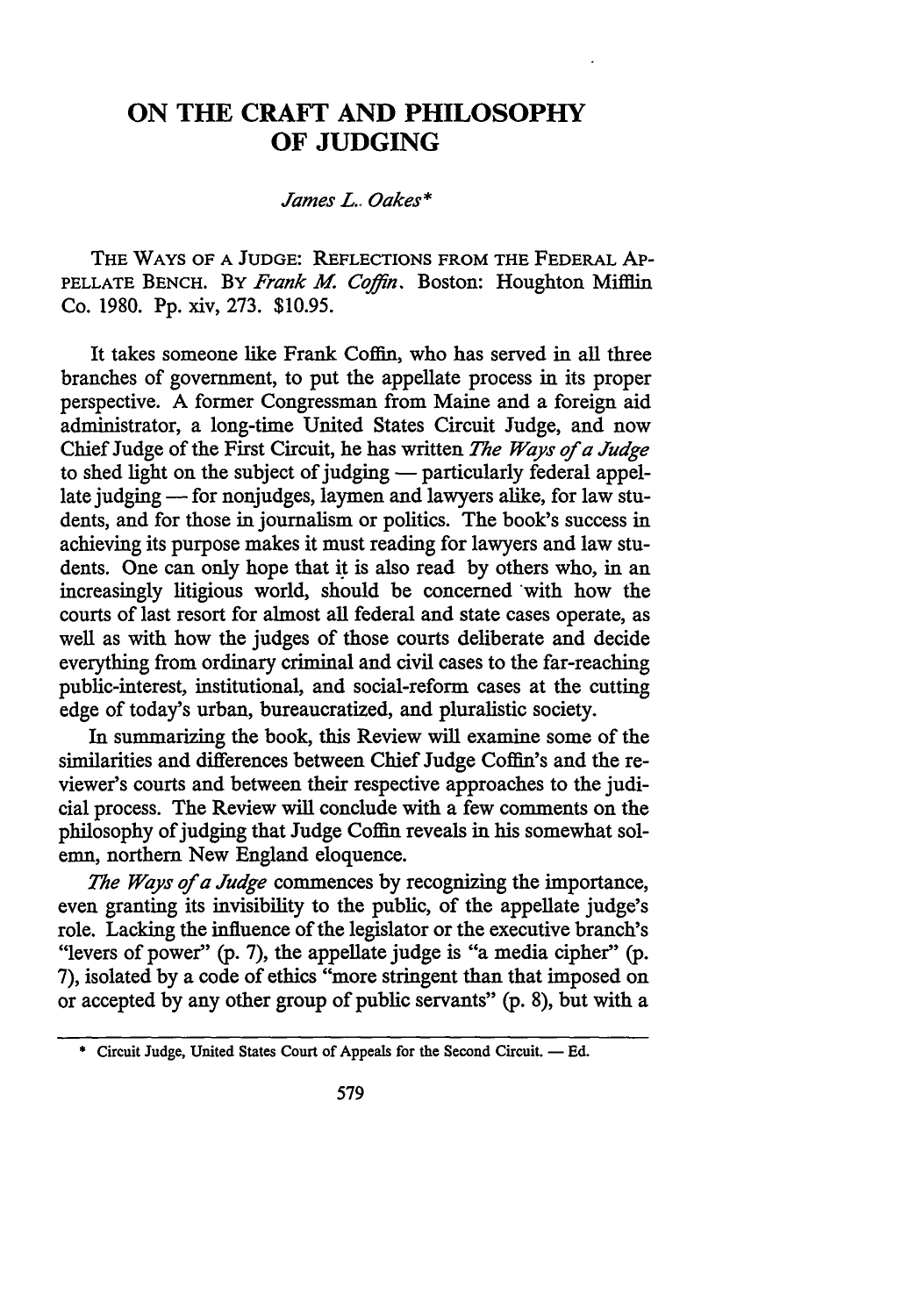# ON THE CRAFT AND PHILOSOPHY OF JUDGING

*James L. Oakes\**

THE WAYS OF A JUDGE: REFLECTIONS FROM THE FEDERAL APPELLATE BENCH. BY *Frank M. Coffin*. Boston: Houghton Mifflin Co. 1980. Pp. xiv, 273. $10.95.

It takes someone like Frank Coffin, who has served in all three branches of government, to put the appellate process in its proper perspective. A former Congressman from Maine and a foreign aid administrator, a long-time United States Circuit Judge, and now Chief Judge of the First Circuit, he has written *The Ways of a Judge* to shed light on the subject of judging — particularly federal appellate judging — for nonjudges, laymen and lawyers alike, for law students, and for those in journalism or politics. The book's success in achieving its purpose makes it must reading for lawyers and law students. One can only hope that it is also read by others who, in an increasingly litigious world, should be concerned with how the courts of last resort for almost all federal and state cases operate, as well as with how the judges of those courts deliberate and decide everything from ordinary criminal and civil cases to the far-reaching public-interest, institutional, and social-reform cases at the cutting edge of today's urban, bureaucratized, and pluralistic society.

In summarizing the book, this Review will examine some of the similarities and differences between Chief Judge Coffin's and the reviewer's courts and between their respective approaches to the judicial process. The Review will conclude with a few comments on the philosophy of judging that Judge Coffin reveals in his somewhat solemn, northern New England eloquence.

*The Ways of a Judge* commences by recognizing the importance, even granting its invisibility to the public, of the appellate judge's role. Lacking the influence of the legislator or the executive branch's "levers of power" (p. 7), the appellate judge is "a media cipher" (p. 7), isolated by a code of ethics "more stringent than that imposed on or accepted by any other group of public servants" (p. 8), but with a

\* Circuit Judge, United States Court of Appeals for the Second Circuit. — Ed.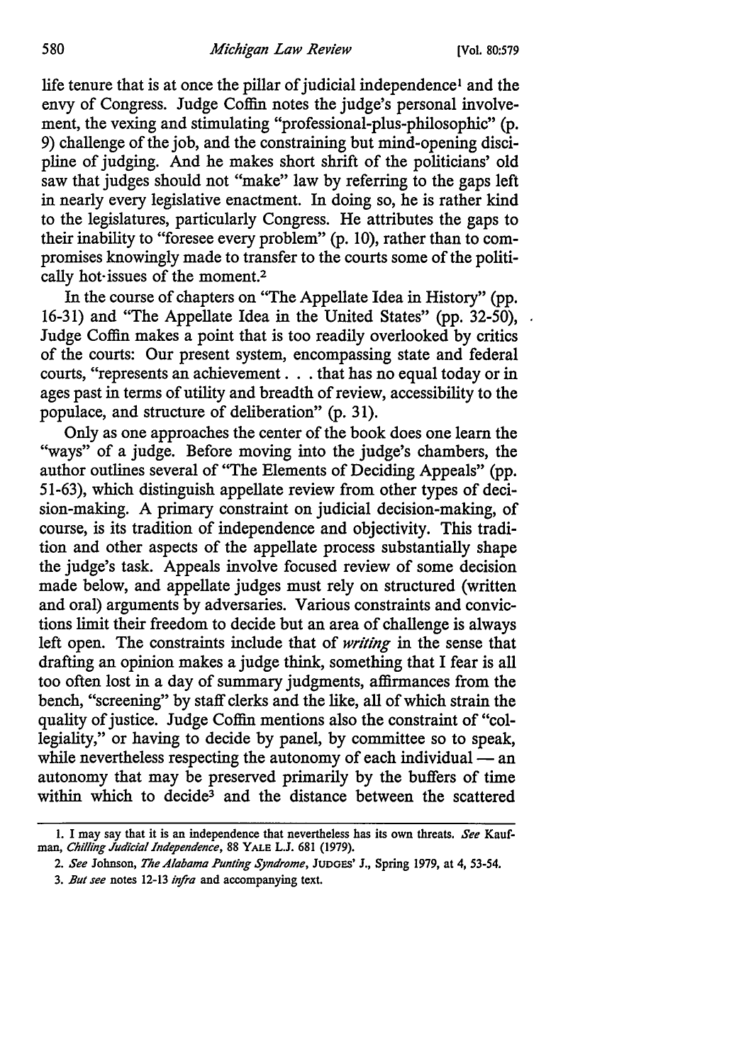life tenure that is at once the pillar of judicial independence[1] and the envy of Congress. Judge Coffin notes the judge's personal involvement, the vexing and stimulating "professional-plus-philosophic" (p. 9) challenge of the job, and the constraining but mind-opening discipline of judging. And he makes short shrift of the politicians' old saw that judges should not "make" law by referring to the gaps left in nearly every legislative enactment. In doing so, he is rather kind to the legislatures, particularly Congress. He attributes the gaps to their inability to "foresee every problem" (p. 10), rather than to compromises knowingly made to transfer to the courts some of the politically hot-issues of the moment.[2]

In the course of chapters on "The Appellate Idea in History" (pp. 16-31) and "The Appellate Idea in the United States" (pp. 32-50), Judge Coffin makes a point that is too readily overlooked by critics of the courts: Our present system, encompassing state and federal courts, "represents an achievement . . . that has no equal today or in ages past in terms of utility and breadth of review, accessibility to the populace, and structure of deliberation" (p. 31).

Only as one approaches the center of the book does one learn the "ways" of a judge. Before moving into the judge's chambers, the author outlines several of "The Elements of Deciding Appeals" (pp. 51-63), which distinguish appellate review from other types of decision-making. A primary constraint on judicial decision-making, of course, is its tradition of independence and objectivity. This tradition and other aspects of the appellate process substantially shape the judge's task. Appeals involve focused review of some decision made below, and appellate judges must rely on structured (written and oral) arguments by adversaries. Various constraints and convictions limit their freedom to decide but an area of challenge is always left open. The constraints include that of *writing* in the sense that drafting an opinion makes a judge think, something that I fear is all too often lost in a day of summary judgments, affirmances from the bench, "screening" by staff clerks and the like, all of which strain the quality of justice. Judge Coffin mentions also the constraint of "collegiality," or having to decide by panel, by committee so to speak, while nevertheless respecting the autonomy of each individual — an autonomy that may be preserved primarily by the buffers of time within which to decide[3] and the distance between the scattered

---

1. I may say that it is an independence that nevertheless has its own threats. *See* Kaufman, *Chilling Judicial Independence*, 88 YALE L.J. 681 (1979).

2. *See* Johnson, *The Alabama Punting Syndrome*, JUDGES' J., Spring 1979, at 4, 53-54.

3. *But see* notes 12-13 *infra* and accompanying text.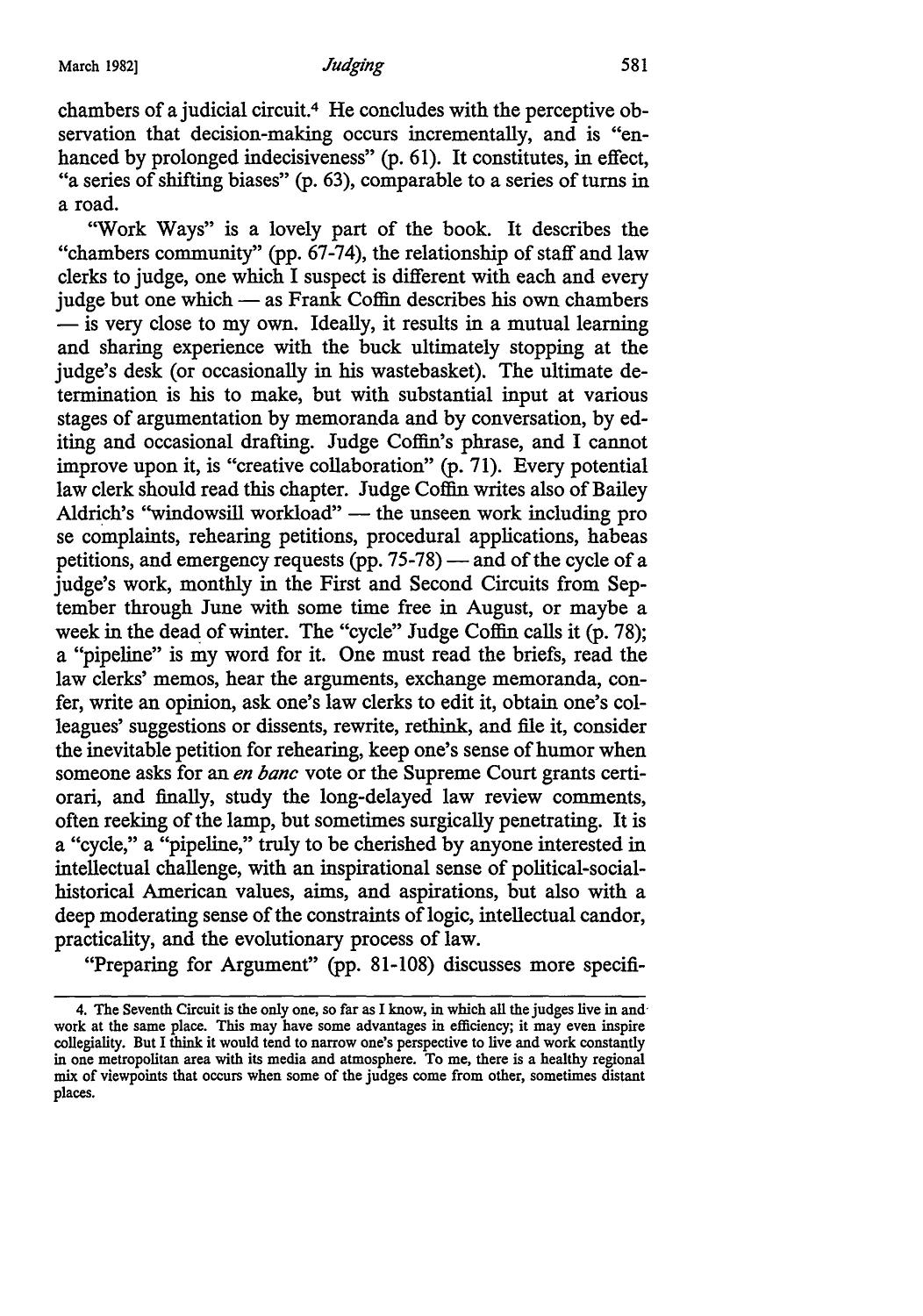chambers of a judicial circuit.[4] He concludes with the perceptive observation that decision-making occurs incrementally, and is "enhanced by prolonged indecisiveness" (p. 61). It constitutes, in effect, "a series of shifting biases" (p. 63), comparable to a series of turns in a road.

"Work Ways" is a lovely part of the book. It describes the "chambers community" (pp. 67-74), the relationship of staff and law clerks to judge, one which I suspect is different with each and every judge but one which — as Frank Coffin describes his own chambers — is very close to my own. Ideally, it results in a mutual learning and sharing experience with the buck ultimately stopping at the judge's desk (or occasionally in his wastebasket). The ultimate determination is his to make, but with substantial input at various stages of argumentation by memoranda and by conversation, by editing and occasional drafting. Judge Coffin's phrase, and I cannot improve upon it, is "creative collaboration" (p. 71). Every potential law clerk should read this chapter. Judge Coffin writes also of Bailey Aldrich's "windowsill workload" — the unseen work including pro se complaints, rehearing petitions, procedural applications, habeas petitions, and emergency requests (pp. 75-78) — and of the cycle of a judge's work, monthly in the First and Second Circuits from September through June with some time free in August, or maybe a week in the dead of winter. The "cycle" Judge Coffin calls it (p. 78); a "pipeline" is my word for it. One must read the briefs, read the law clerks' memos, hear the arguments, exchange memoranda, confer, write an opinion, ask one's law clerks to edit it, obtain one's colleagues' suggestions or dissents, rewrite, rethink, and file it, consider the inevitable petition for rehearing, keep one's sense of humor when someone asks for an *en banc* vote or the Supreme Court grants certiorari, and finally, study the long-delayed law review comments, often reeking of the lamp, but sometimes surgically penetrating. It is a "cycle," a "pipeline," truly to be cherished by anyone interested in intellectual challenge, with an inspirational sense of political-social-historical American values, aims, and aspirations, but also with a deep moderating sense of the constraints of logic, intellectual candor, practicality, and the evolutionary process of law.

"Preparing for Argument" (pp. 81-108) discusses more specifi-

---

4. The Seventh Circuit is the only one, so far as I know, in which all the judges live in and work at the same place. This may have some advantages in efficiency; it may even inspire collegiality. But I think it would tend to narrow one's perspective to live and work constantly in one metropolitan area with its media and atmosphere. To me, there is a healthy regional mix of viewpoints that occurs when some of the judges come from other, sometimes distant places.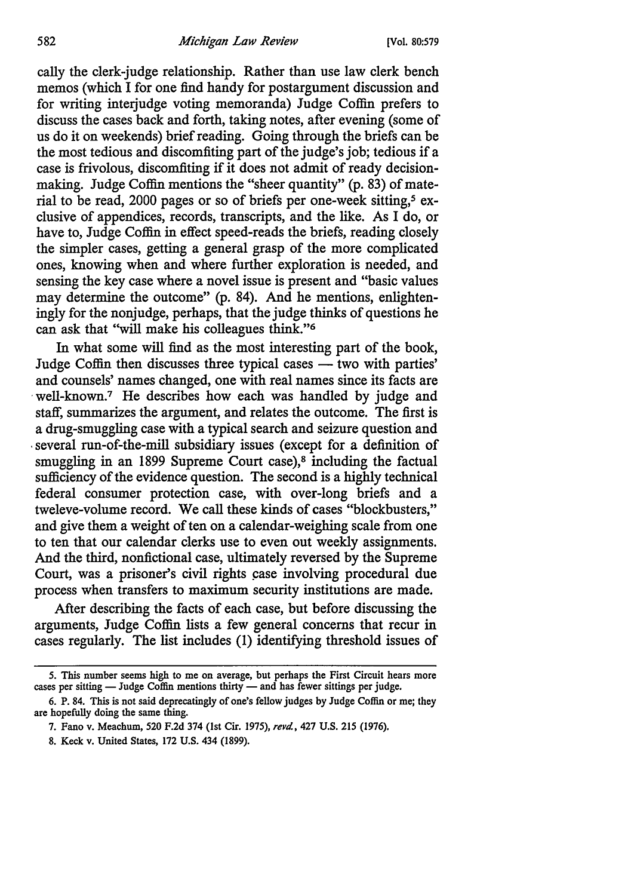cally the clerk-judge relationship. Rather than use law clerk bench memos (which I for one find handy for postargument discussion and for writing interjudge voting memoranda) Judge Coffin prefers to discuss the cases back and forth, taking notes, after evening (some of us do it on weekends) brief reading. Going through the briefs can be the most tedious and discomfiting part of the judge's job; tedious if a case is frivolous, discomfiting if it does not admit of ready decision-making. Judge Coffin mentions the "sheer quantity" (p. 83) of material to be read, 2000 pages or so of briefs per one-week sitting,[5] exclusive of appendices, records, transcripts, and the like. As I do, or have to, Judge Coffin in effect speed-reads the briefs, reading closely the simpler cases, getting a general grasp of the more complicated ones, knowing when and where further exploration is needed, and sensing the key case where a novel issue is present and "basic values may determine the outcome" (p. 84). And he mentions, enlighteningly for the nonjudge, perhaps, that the judge thinks of questions he can ask that "will make his colleagues think."[6]

In what some will find as the most interesting part of the book, Judge Coffin then discusses three typical cases — two with parties' and counsels' names changed, one with real names since its facts are well-known.[7] He describes how each was handled by judge and staff, summarizes the argument, and relates the outcome. The first is a drug-smuggling case with a typical search and seizure question and several run-of-the-mill subsidiary issues (except for a definition of smuggling in an 1899 Supreme Court case),[8] including the factual sufficiency of the evidence question. The second is a highly technical federal consumer protection case, with over-long briefs and a tweleve-volume record. We call these kinds of cases "blockbusters," and give them a weight of ten on a calendar-weighing scale from one to ten that our calendar clerks use to even out weekly assignments. And the third, nonfictional case, ultimately reversed by the Supreme Court, was a prisoner's civil rights case involving procedural due process when transfers to maximum security institutions are made.

After describing the facts of each case, but before discussing the arguments, Judge Coffin lists a few general concerns that recur in cases regularly. The list includes (1) identifying threshold issues of

---

5. This number seems high to me on average, but perhaps the First Circuit hears more cases per sitting — Judge Coffin mentions thirty — and has fewer sittings per judge.

6. P. 84. This is not said deprecatingly of one's fellow judges by Judge Coffin or me; they are hopefully doing the same thing.

7. Fano v. Meachum, 520 F.2d 374 (1st Cir. 1975), *revd.*, 427 U.S. 215 (1976).

8. Keck v. United States, 172 U.S. 434 (1899).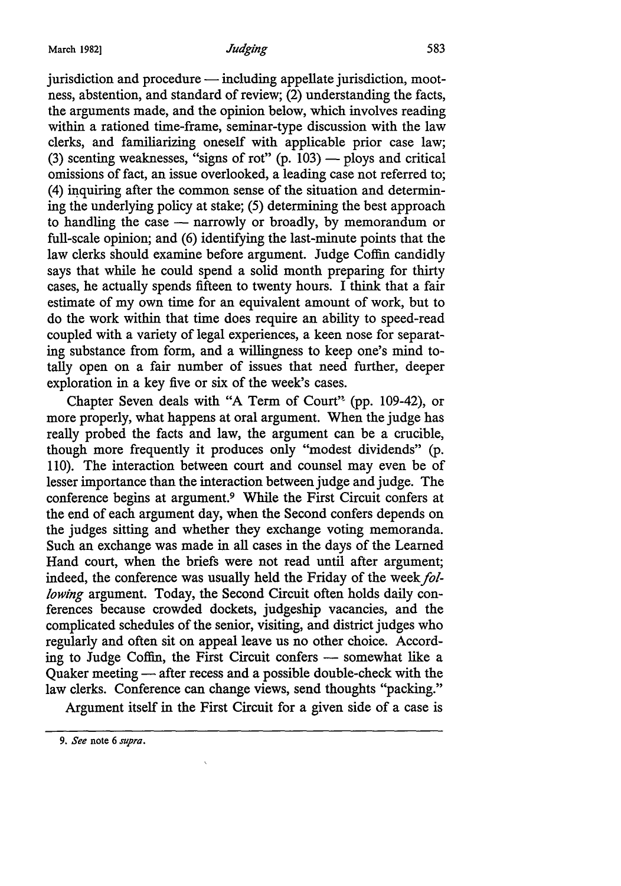jurisdiction and procedure — including appellate jurisdiction, mootness, abstention, and standard of review; (2) understanding the facts, the arguments made, and the opinion below, which involves reading within a rationed time-frame, seminar-type discussion with the law clerks, and familiarizing oneself with applicable prior case law; (3) scenting weaknesses, "signs of rot" (p. 103) — ploys and critical omissions of fact, an issue overlooked, a leading case not referred to; (4) inquiring after the common sense of the situation and determining the underlying policy at stake; (5) determining the best approach to handling the case — narrowly or broadly, by memorandum or full-scale opinion; and (6) identifying the last-minute points that the law clerks should examine before argument. Judge Coffin candidly says that while he could spend a solid month preparing for thirty cases, he actually spends fifteen to twenty hours. I think that a fair estimate of my own time for an equivalent amount of work, but to do the work within that time does require an ability to speed-read coupled with a variety of legal experiences, a keen nose for separating substance from form, and a willingness to keep one's mind totally open on a fair number of issues that need further, deeper exploration in a key five or six of the week's cases.

Chapter Seven deals with "A Term of Court" (pp. 109-42), or more properly, what happens at oral argument. When the judge has really probed the facts and law, the argument can be a crucible, though more frequently it produces only "modest dividends" (p. 110). The interaction between court and counsel may even be of lesser importance than the interaction between judge and judge. The conference begins at argument.[9] While the First Circuit confers at the end of each argument day, when the Second confers depends on the judges sitting and whether they exchange voting memoranda. Such an exchange was made in all cases in the days of the Learned Hand court, when the briefs were not read until after argument; indeed, the conference was usually held the Friday of the week *following* argument. Today, the Second Circuit often holds daily conferences because crowded dockets, judgeship vacancies, and the complicated schedules of the senior, visiting, and district judges who regularly and often sit on appeal leave us no other choice. According to Judge Coffin, the First Circuit confers — somewhat like a Quaker meeting — after recess and a possible double-check with the law clerks. Conference can change views, send thoughts "packing."

Argument itself in the First Circuit for a given side of a case is

---

9. *See* note 6 *supra*.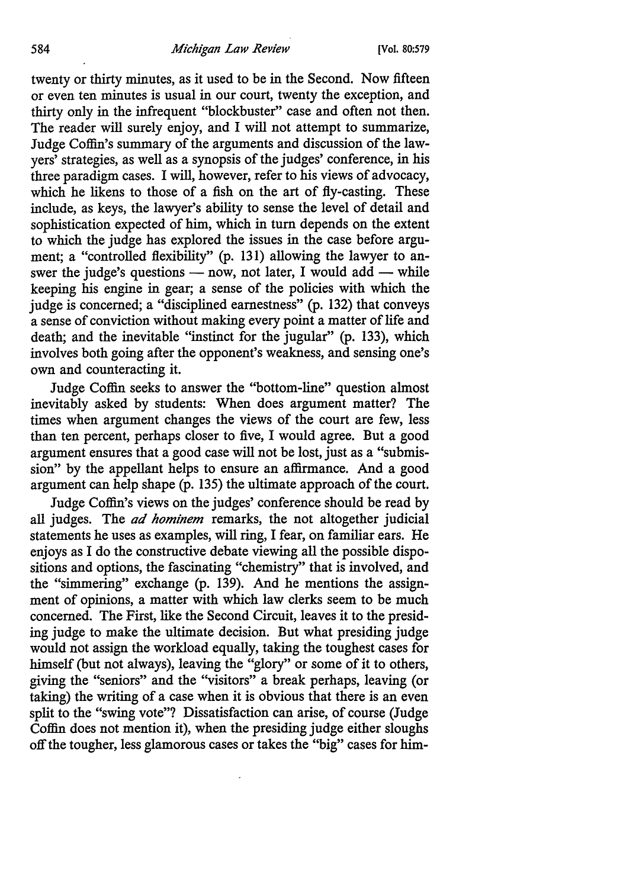twenty or thirty minutes, as it used to be in the Second. Now fifteen or even ten minutes is usual in our court, twenty the exception, and thirty only in the infrequent "blockbuster" case and often not then. The reader will surely enjoy, and I will not attempt to summarize, Judge Coffin's summary of the arguments and discussion of the lawyers' strategies, as well as a synopsis of the judges' conference, in his three paradigm cases. I will, however, refer to his views of advocacy, which he likens to those of a fish on the art of fly-casting. These include, as keys, the lawyer's ability to sense the level of detail and sophistication expected of him, which in turn depends on the extent to which the judge has explored the issues in the case before argument; a "controlled flexibility" (p. 131) allowing the lawyer to answer the judge's questions — now, not later, I would add — while keeping his engine in gear; a sense of the policies with which the judge is concerned; a "disciplined earnestness" (p. 132) that conveys a sense of conviction without making every point a matter of life and death; and the inevitable "instinct for the jugular" (p. 133), which involves both going after the opponent's weakness, and sensing one's own and counteracting it.

Judge Coffin seeks to answer the "bottom-line" question almost inevitably asked by students: When does argument matter? The times when argument changes the views of the court are few, less than ten percent, perhaps closer to five, I would agree. But a good argument ensures that a good case will not be lost, just as a "submission" by the appellant helps to ensure an affirmance. And a good argument can help shape (p. 135) the ultimate approach of the court.

Judge Coffin's views on the judges' conference should be read by all judges. The *ad hominem* remarks, the not altogether judicial statements he uses as examples, will ring, I fear, on familiar ears. He enjoys as I do the constructive debate viewing all the possible dispositions and options, the fascinating "chemistry" that is involved, and the "simmering" exchange (p. 139). And he mentions the assignment of opinions, a matter with which law clerks seem to be much concerned. The First, like the Second Circuit, leaves it to the presiding judge to make the ultimate decision. But what presiding judge would not assign the workload equally, taking the toughest cases for himself (but not always), leaving the "glory" or some of it to others, giving the "seniors" and the "visitors" a break perhaps, leaving (or taking) the writing of a case when it is obvious that there is an even split to the "swing vote"? Dissatisfaction can arise, of course (Judge Coffin does not mention it), when the presiding judge either sloughs off the tougher, less glamorous cases or takes the "big" cases for him-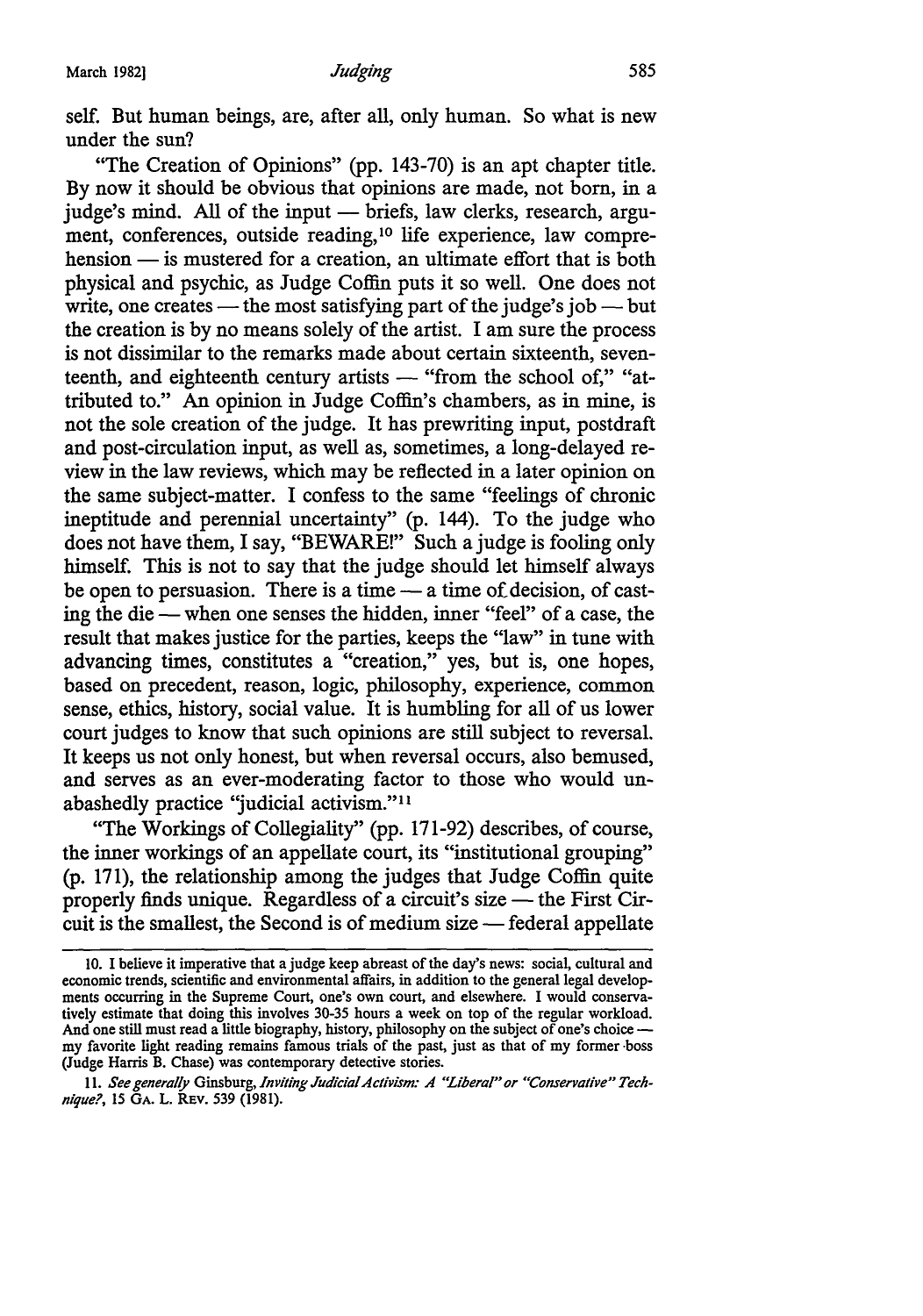self. But human beings, are, after all, only human. So what is new under the sun?

"The Creation of Opinions" (pp. 143-70) is an apt chapter title. By now it should be obvious that opinions are made, not born, in a judge's mind. All of the input — briefs, law clerks, research, argument, conferences, outside reading,[10] life experience, law comprehension — is mustered for a creation, an ultimate effort that is both physical and psychic, as Judge Coffin puts it so well. One does not write, one creates — the most satisfying part of the judge's job — but the creation is by no means solely of the artist. I am sure the process is not dissimilar to the remarks made about certain sixteenth, seventeenth, and eighteenth century artists — "from the school of," "attributed to." An opinion in Judge Coffin's chambers, as in mine, is not the sole creation of the judge. It has prewriting input, postdraft and post-circulation input, as well as, sometimes, a long-delayed review in the law reviews, which may be reflected in a later opinion on the same subject-matter. I confess to the same "feelings of chronic ineptitude and perennial uncertainty" (p. 144). To the judge who does not have them, I say, "BEWARE!" Such a judge is fooling only himself. This is not to say that the judge should let himself always be open to persuasion. There is a time — a time of decision, of casting the die — when one senses the hidden, inner "feel" of a case, the result that makes justice for the parties, keeps the "law" in tune with advancing times, constitutes a "creation," yes, but is, one hopes, based on precedent, reason, logic, philosophy, experience, common sense, ethics, history, social value. It is humbling for all of us lower court judges to know that such opinions are still subject to reversal. It keeps us not only honest, but when reversal occurs, also bemused, and serves as an ever-moderating factor to those who would unabashedly practice "judicial activism."[11]

"The Workings of Collegiality" (pp. 171-92) describes, of course, the inner workings of an appellate court, its "institutional grouping" (p. 171), the relationship among the judges that Judge Coffin quite properly finds unique. Regardless of a circuit's size — the First Circuit is the smallest, the Second is of medium size — federal appellate

---

10. I believe it imperative that a judge keep abreast of the day's news: social, cultural and economic trends, scientific and environmental affairs, in addition to the general legal developments occurring in the Supreme Court, one's own court, and elsewhere. I would conservatively estimate that doing this involves 30-35 hours a week on top of the regular workload. And one still must read a little biography, history, philosophy on the subject of one's choice — my favorite light reading remains famous trials of the past, just as that of my former boss (Judge Harris B. Chase) was contemporary detective stories.

11. *See generally* Ginsburg, *Inviting Judicial Activism: A "Liberal" or "Conservative" Technique?*, 15 GA. L. REV. 539 (1981).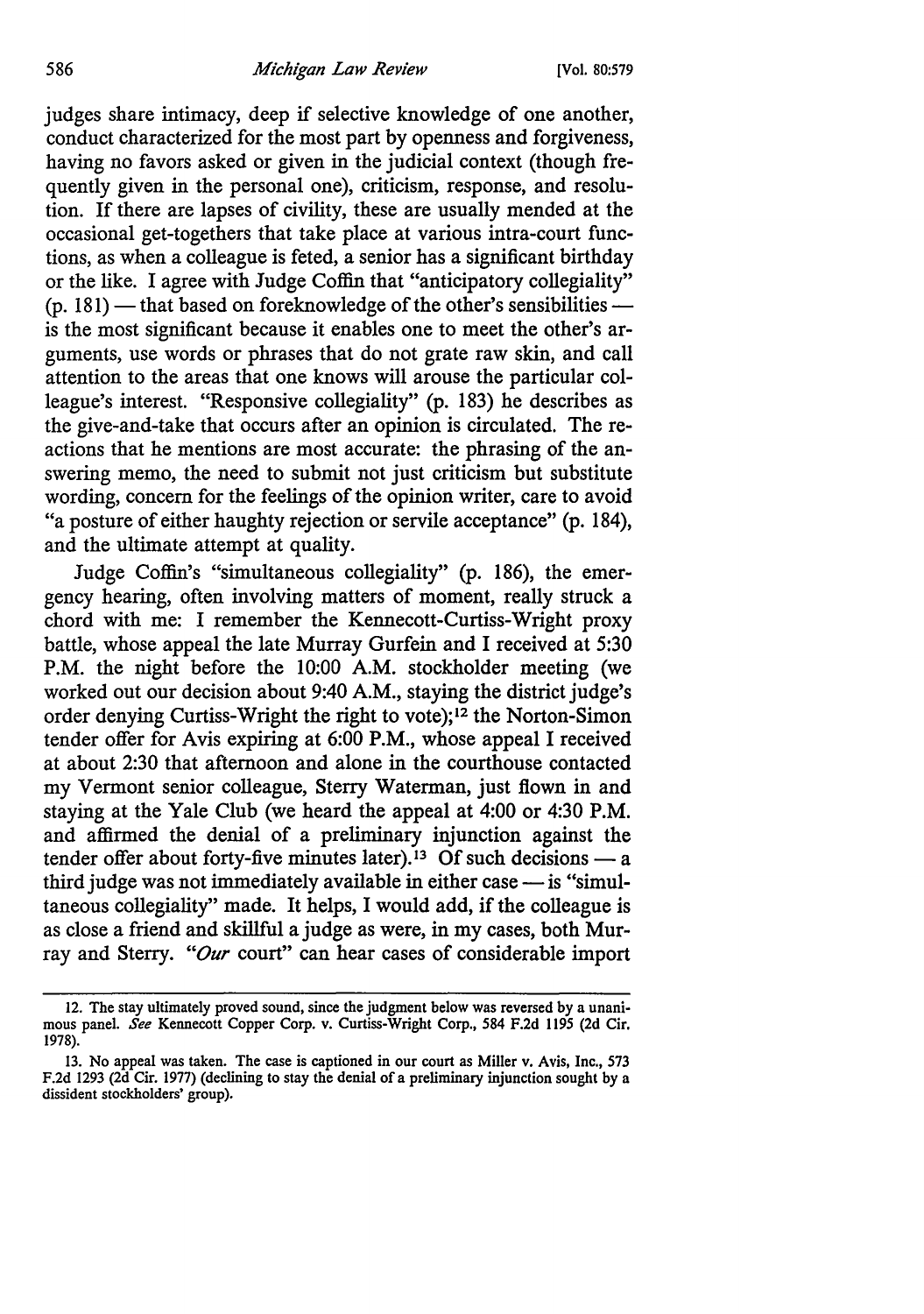judges share intimacy, deep if selective knowledge of one another, conduct characterized for the most part by openness and forgiveness, having no favors asked or given in the judicial context (though frequently given in the personal one), criticism, response, and resolution. If there are lapses of civility, these are usually mended at the occasional get-togethers that take place at various intra-court functions, as when a colleague is feted, a senior has a significant birthday or the like. I agree with Judge Coffin that "anticipatory collegiality" (p. 181) — that based on foreknowledge of the other's sensibilities — is the most significant because it enables one to meet the other's arguments, use words or phrases that do not grate raw skin, and call attention to the areas that one knows will arouse the particular colleague's interest. "Responsive collegiality" (p. 183) he describes as the give-and-take that occurs after an opinion is circulated. The reactions that he mentions are most accurate: the phrasing of the answering memo, the need to submit not just criticism but substitute wording, concern for the feelings of the opinion writer, care to avoid "a posture of either haughty rejection or servile acceptance" (p. 184), and the ultimate attempt at quality.

Judge Coffin's "simultaneous collegiality" (p. 186), the emergency hearing, often involving matters of moment, really struck a chord with me: I remember the Kennecott-Curtiss-Wright proxy battle, whose appeal the late Murray Gurfein and I received at 5:30 P.M. the night before the 10:00 A.M. stockholder meeting (we worked out our decision about 9:40 A.M., staying the district judge's order denying Curtiss-Wright the right to vote);[12] the Norton-Simon tender offer for Avis expiring at 6:00 P.M., whose appeal I received at about 2:30 that afternoon and alone in the courthouse contacted my Vermont senior colleague, Sterry Waterman, just flown in and staying at the Yale Club (we heard the appeal at 4:00 or 4:30 P.M. and affirmed the denial of a preliminary injunction against the tender offer about forty-five minutes later).[13] Of such decisions — a third judge was not immediately available in either case — is "simultaneous collegiality" made. It helps, I would add, if the colleague is as close a friend and skillful a judge as were, in my cases, both Murray and Sterry. "*Our* court" can hear cases of considerable import

12. The stay ultimately proved sound, since the judgment below was reversed by a unanimous panel. *See* Kennecott Copper Corp. v. Curtiss-Wright Corp., 584 F.2d 1195 (2d Cir. 1978).

13. No appeal was taken. The case is captioned in our court as Miller v. Avis, Inc., 573 F.2d 1293 (2d Cir. 1977) (declining to stay the denial of a preliminary injunction sought by a dissident stockholders' group).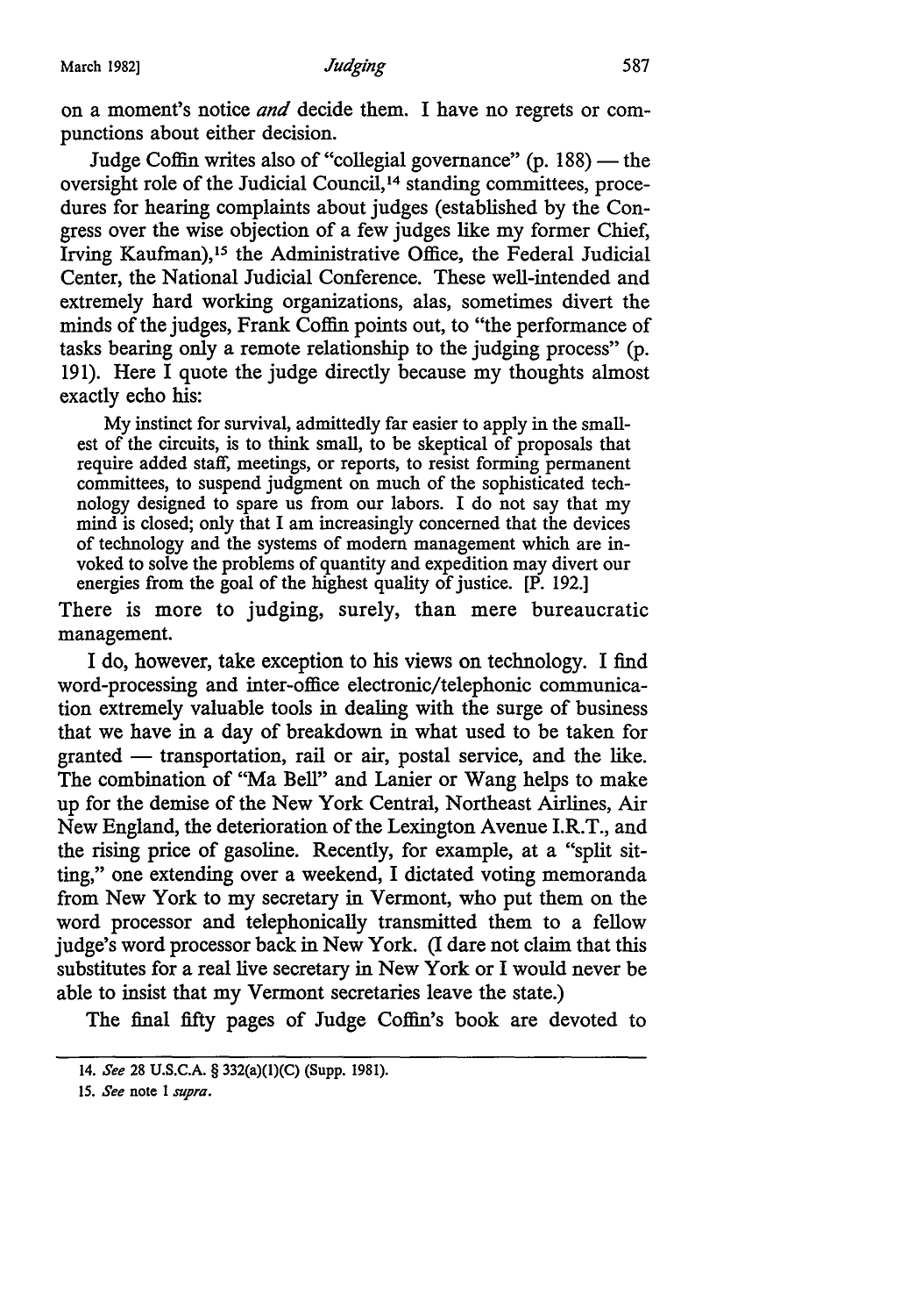on a moment's notice *and* decide them. I have no regrets or compunctions about either decision.

Judge Coffin writes also of "collegial governance" (p. 188) — the oversight role of the Judicial Council,[14] standing committees, procedures for hearing complaints about judges (established by the Congress over the wise objection of a few judges like my former Chief, Irving Kaufman),[15] the Administrative Office, the Federal Judicial Center, the National Judicial Conference. These well-intended and extremely hard working organizations, alas, sometimes divert the minds of the judges, Frank Coffin points out, to "the performance of tasks bearing only a remote relationship to the judging process" (p. 191). Here I quote the judge directly because my thoughts almost exactly echo his:

> My instinct for survival, admittedly far easier to apply in the smallest of the circuits, is to think small, to be skeptical of proposals that require added staff, meetings, or reports, to resist forming permanent committees, to suspend judgment on much of the sophisticated technology designed to spare us from our labors. I do not say that my mind is closed; only that I am increasingly concerned that the devices of technology and the systems of modern management which are invoked to solve the problems of quantity and expedition may divert our energies from the goal of the highest quality of justice. [P. 192.]

There is more to judging, surely, than mere bureaucratic management.

I do, however, take exception to his views on technology. I find word-processing and inter-office electronic/telephonic communication extremely valuable tools in dealing with the surge of business that we have in a day of breakdown in what used to be taken for granted — transportation, rail or air, postal service, and the like. The combination of "Ma Bell" and Lanier or Wang helps to make up for the demise of the New York Central, Northeast Airlines, Air New England, the deterioration of the Lexington Avenue I.R.T., and the rising price of gasoline. Recently, for example, at a "split sitting," one extending over a weekend, I dictated voting memoranda from New York to my secretary in Vermont, who put them on the word processor and telephonically transmitted them to a fellow judge's word processor back in New York. (I dare not claim that this substitutes for a real live secretary in New York or I would never be able to insist that my Vermont secretaries leave the state.)

The final fifty pages of Judge Coffin's book are devoted to

---

14. *See* 28 U.S.C.A. § 332(a)(1)(C) (Supp. 1981).

15. *See* note 1 *supra*.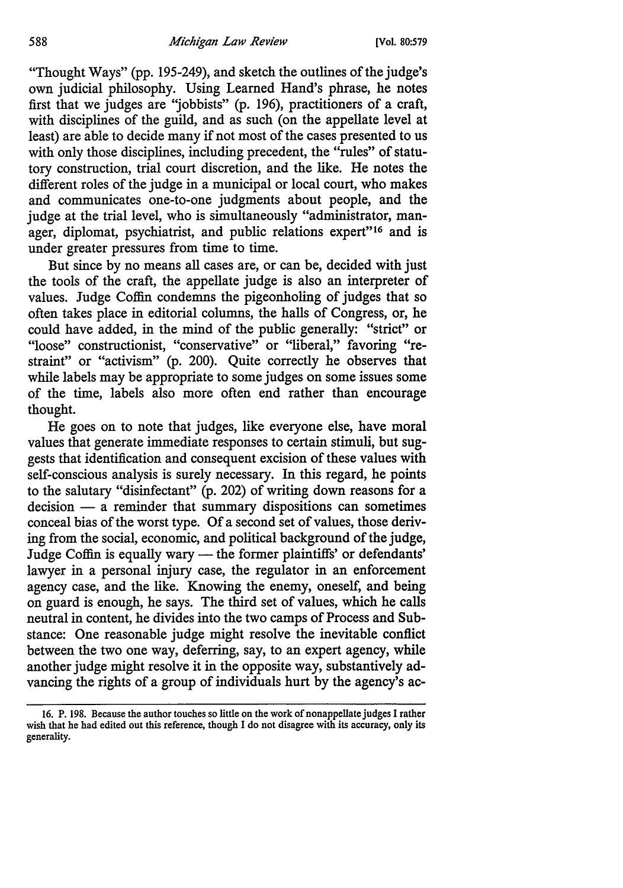"Thought Ways" (pp. 195-249), and sketch the outlines of the judge's own judicial philosophy. Using Learned Hand's phrase, he notes first that we judges are "jobbists" (p. 196), practitioners of a craft, with disciplines of the guild, and as such (on the appellate level at least) are able to decide many if not most of the cases presented to us with only those disciplines, including precedent, the "rules" of statutory construction, trial court discretion, and the like. He notes the different roles of the judge in a municipal or local court, who makes and communicates one-to-one judgments about people, and the judge at the trial level, who is simultaneously "administrator, manager, diplomat, psychiatrist, and public relations expert"[16] and is under greater pressures from time to time.

But since by no means all cases are, or can be, decided with just the tools of the craft, the appellate judge is also an interpreter of values. Judge Coffin condemns the pigeonholing of judges that so often takes place in editorial columns, the halls of Congress, or, he could have added, in the mind of the public generally: "strict" or "loose" constructionist, "conservative" or "liberal," favoring "restraint" or "activism" (p. 200). Quite correctly he observes that while labels may be appropriate to some judges on some issues some of the time, labels also more often end rather than encourage thought.

He goes on to note that judges, like everyone else, have moral values that generate immediate responses to certain stimuli, but suggests that identification and consequent excision of these values with self-conscious analysis is surely necessary. In this regard, he points to the salutary "disinfectant" (p. 202) of writing down reasons for a decision — a reminder that summary dispositions can sometimes conceal bias of the worst type. Of a second set of values, those deriving from the social, economic, and political background of the judge, Judge Coffin is equally wary — the former plaintiffs' or defendants' lawyer in a personal injury case, the regulator in an enforcement agency case, and the like. Knowing the enemy, oneself, and being on guard is enough, he says. The third set of values, which he calls neutral in content, he divides into the two camps of Process and Substance: One reasonable judge might resolve the inevitable conflict between the two one way, deferring, say, to an expert agency, while another judge might resolve it in the opposite way, substantively advancing the rights of a group of individuals hurt by the agency's ac-

---

16. P. 198. Because the author touches so little on the work of nonappellate judges I rather wish that he had edited out this reference, though I do not disagree with its accuracy, only its generality.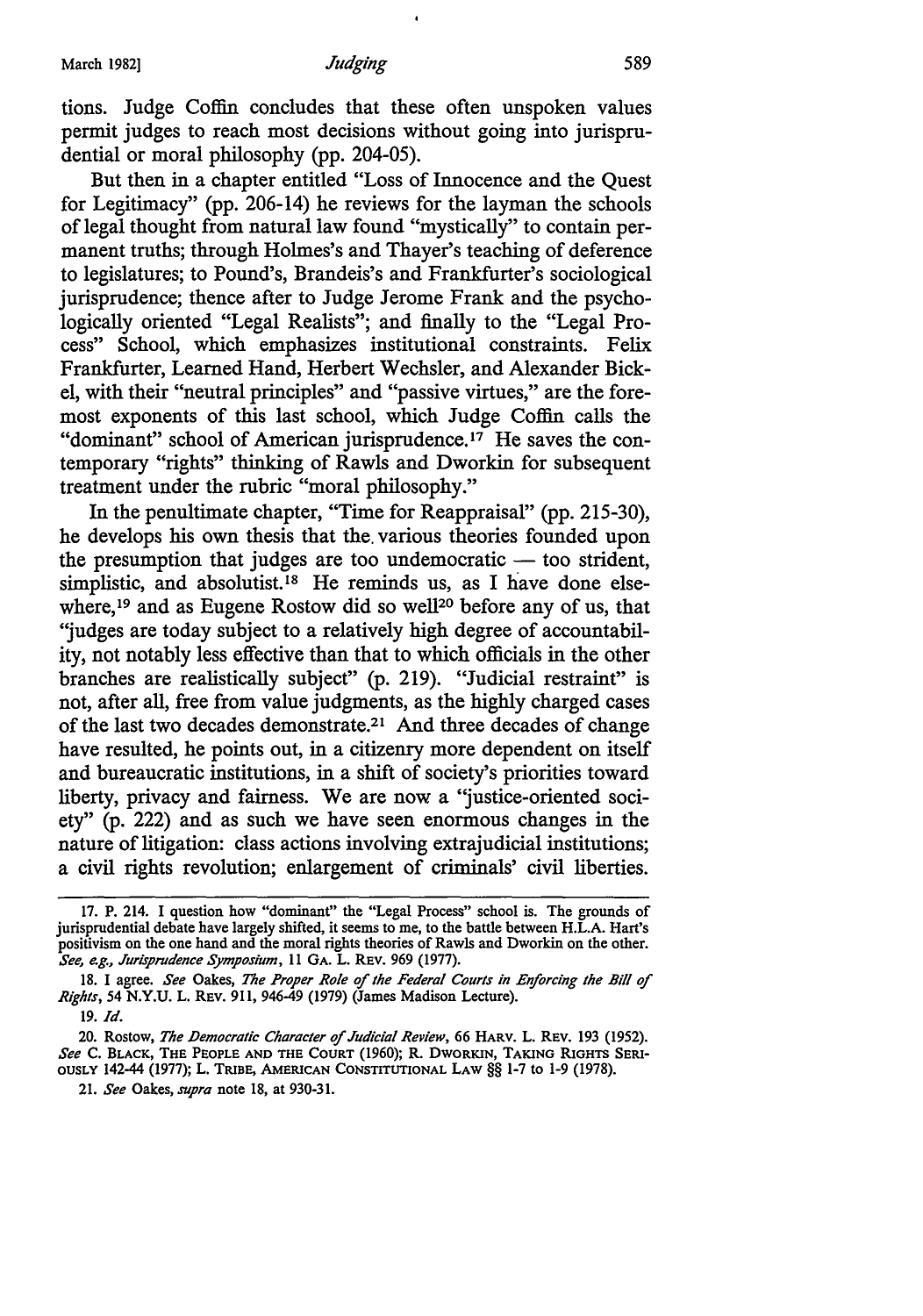tions. Judge Coffin concludes that these often unspoken values permit judges to reach most decisions without going into jurisprudential or moral philosophy (pp. 204-05).

But then in a chapter entitled "Loss of Innocence and the Quest for Legitimacy" (pp. 206-14) he reviews for the layman the schools of legal thought from natural law found "mystically" to contain permanent truths; through Holmes's and Thayer's teaching of deference to legislatures; to Pound's, Brandeis's and Frankfurter's sociological jurisprudence; thence after to Judge Jerome Frank and the psychologically oriented "Legal Realists"; and finally to the "Legal Process" School, which emphasizes institutional constraints. Felix Frankfurter, Learned Hand, Herbert Wechsler, and Alexander Bickel, with their "neutral principles" and "passive virtues," are the foremost exponents of this last school, which Judge Coffin calls the "dominant" school of American jurisprudence.[17] He saves the contemporary "rights" thinking of Rawls and Dworkin for subsequent treatment under the rubric "moral philosophy."

In the penultimate chapter, "Time for Reappraisal" (pp. 215-30), he develops his own thesis that the various theories founded upon the presumption that judges are too undemocratic — too strident, simplistic, and absolutist.[18] He reminds us, as I have done elsewhere,[19] and as Eugene Rostow did so well[20] before any of us, that "judges are today subject to a relatively high degree of accountability, not notably less effective than that to which officials in the other branches are realistically subject" (p. 219). "Judicial restraint" is not, after all, free from value judgments, as the highly charged cases of the last two decades demonstrate.[21] And three decades of change have resulted, he points out, in a citizenry more dependent on itself and bureaucratic institutions, in a shift of society's priorities toward liberty, privacy and fairness. We are now a "justice-oriented society" (p. 222) and as such we have seen enormous changes in the nature of litigation: class actions involving extrajudicial institutions; a civil rights revolution; enlargement of criminals' civil liberties.

---

17. P. 214. I question how "dominant" the "Legal Process" school is. The grounds of jurisprudential debate have largely shifted, it seems to me, to the battle between H.L.A. Hart's positivism on the one hand and the moral rights theories of Rawls and Dworkin on the other. *See, e.g., Jurisprudence Symposium*, 11 GA. L. REV. 969 (1977).

18. I agree. *See* Oakes, *The Proper Role of the Federal Courts in Enforcing the Bill of Rights*, 54 N.Y.U. L. REV. 911, 946-49 (1979) (James Madison Lecture).

19. *Id.*

20. Rostow, *The Democratic Character of Judicial Review*, 66 HARV. L. REV. 193 (1952). *See* C. BLACK, THE PEOPLE AND THE COURT (1960); R. DWORKIN, TAKING RIGHTS SERIOUSLY 142-44 (1977); L. TRIBE, AMERICAN CONSTITUTIONAL LAW §§ 1-7 to 1-9 (1978).

21. *See* Oakes, *supra* note 18, at 930-31.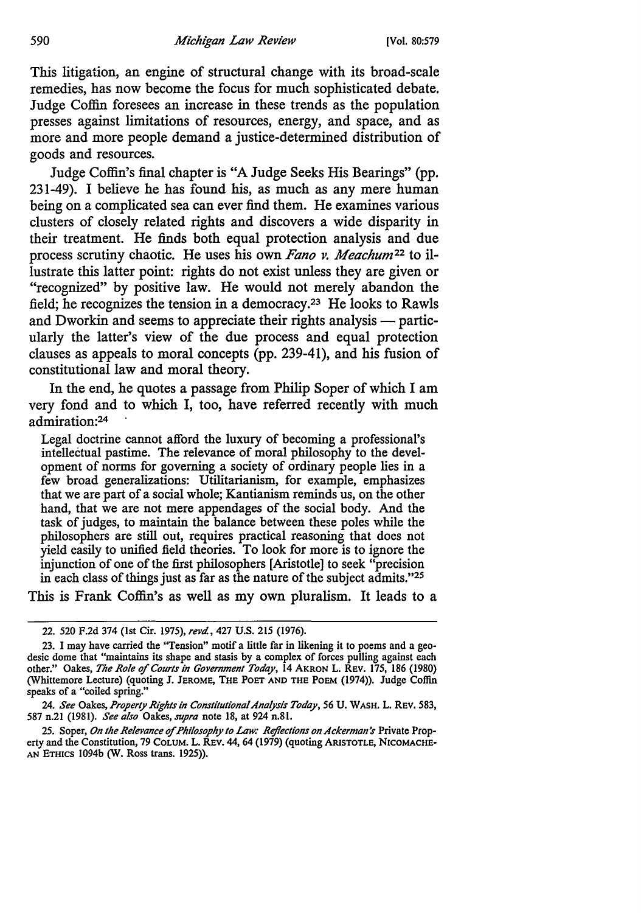This litigation, an engine of structural change with its broad-scale remedies, has now become the focus for much sophisticated debate. Judge Coffin foresees an increase in these trends as the population presses against limitations of resources, energy, and space, and as more and more people demand a justice-determined distribution of goods and resources.

Judge Coffin's final chapter is "A Judge Seeks His Bearings" (pp. 231-49). I believe he has found his, as much as any mere human being on a complicated sea can ever find them. He examines various clusters of closely related rights and discovers a wide disparity in their treatment. He finds both equal protection analysis and due process scrutiny chaotic. He uses his own *Fano v. Meachum*[22] to illustrate this latter point: rights do not exist unless they are given or "recognized" by positive law. He would not merely abandon the field; he recognizes the tension in a democracy.[23] He looks to Rawls and Dworkin and seems to appreciate their rights analysis — particularly the latter's view of the due process and equal protection clauses as appeals to moral concepts (pp. 239-41), and his fusion of constitutional law and moral theory.

In the end, he quotes a passage from Philip Soper of which I am very fond and to which I, too, have referred recently with much admiration:[24]

> Legal doctrine cannot afford the luxury of becoming a professional's intellectual pastime. The relevance of moral philosophy to the development of norms for governing a society of ordinary people lies in a few broad generalizations: Utilitarianism, for example, emphasizes that we are part of a social whole; Kantianism reminds us, on the other hand, that we are not mere appendages of the social body. And the task of judges, to maintain the balance between these poles while the philosophers are still out, requires practical reasoning that does not yield easily to unified field theories. To look for more is to ignore the injunction of one of the first philosophers [Aristotle] to seek "precision in each class of things just as far as the nature of the subject admits."[25]

This is Frank Coffin's as well as my own pluralism. It leads to a

---

22. 520 F.2d 374 (1st Cir. 1975), *revd.*, 427 U.S. 215 (1976).

23. I may have carried the "Tension" motif a little far in likening it to poems and a geodesic dome that "maintains its shape and stasis by a complex of forces pulling against each other." Oakes, *The Role of Courts in Government Today*, 14 AKRON L. REV. 175, 186 (1980) (Whittemore Lecture) (quoting J. JEROME, THE POET AND THE POEM (1974)). Judge Coffin speaks of a "coiled spring."

24. *See* Oakes, *Property Rights in Constitutional Analysis Today*, 56 U. WASH. L. REV. 583, 587 n.21 (1981). *See also* Oakes, *supra* note 18, at 924 n.81.

25. Soper, *On the Relevance of Philosophy to Law: Reflections on Ackerman's* Private Property and the Constitution, 79 COLUM. L. REV. 44, 64 (1979) (quoting ARISTOTLE, NICOMACHEAN ETHICS 1094b (W. Ross trans. 1925)).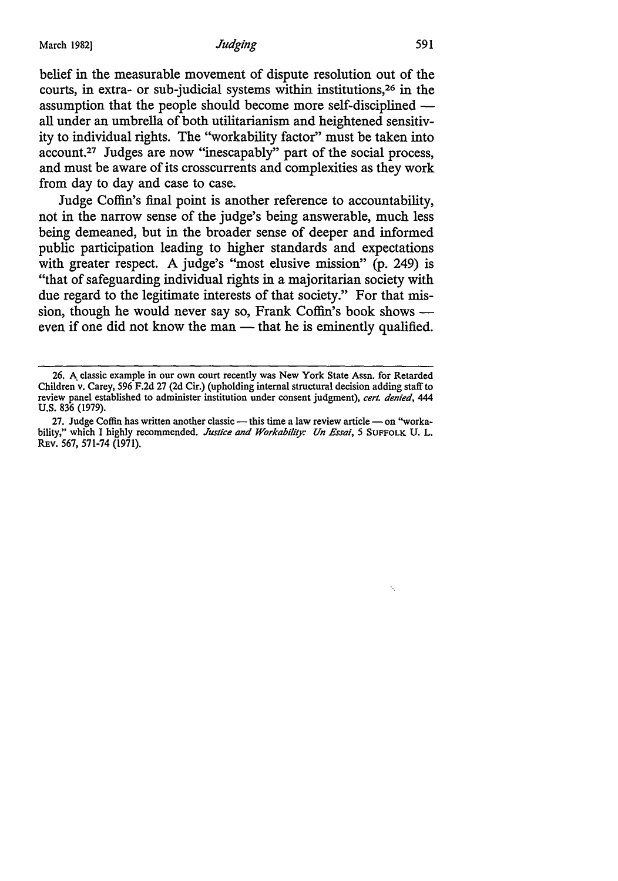belief in the measurable movement of dispute resolution out of the courts, in extra- or sub-judicial systems within institutions,[26] in the assumption that the people should become more self-disciplined — all under an umbrella of both utilitarianism and heightened sensitivity to individual rights. The "workability factor" must be taken into account.[27] Judges are now "inescapably" part of the social process, and must be aware of its crosscurrents and complexities as they work from day to day and case to case.

Judge Coffin's final point is another reference to accountability, not in the narrow sense of the judge's being answerable, much less being demeaned, but in the broader sense of deeper and informed public participation leading to higher standards and expectations with greater respect. A judge's "most elusive mission" (p. 249) is "that of safeguarding individual rights in a majoritarian society with due regard to the legitimate interests of that society." For that mission, though he would never say so, Frank Coffin's book shows — even if one did not know the man — that he is eminently qualified.

---

26. A classic example in our own court recently was New York State Assn. for Retarded Children v. Carey, 596 F.2d 27 (2d Cir.) (upholding internal structural decision adding staff to review panel established to administer institution under consent judgment), *cert. denied*, 444 U.S. 836 (1979).

27. Judge Coffin has written another classic — this time a law review article — on "workability," which I highly recommended. *Justice and Workability: Un Essai*, 5 SUFFOLK U. L. REV. 567, 571-74 (1971).